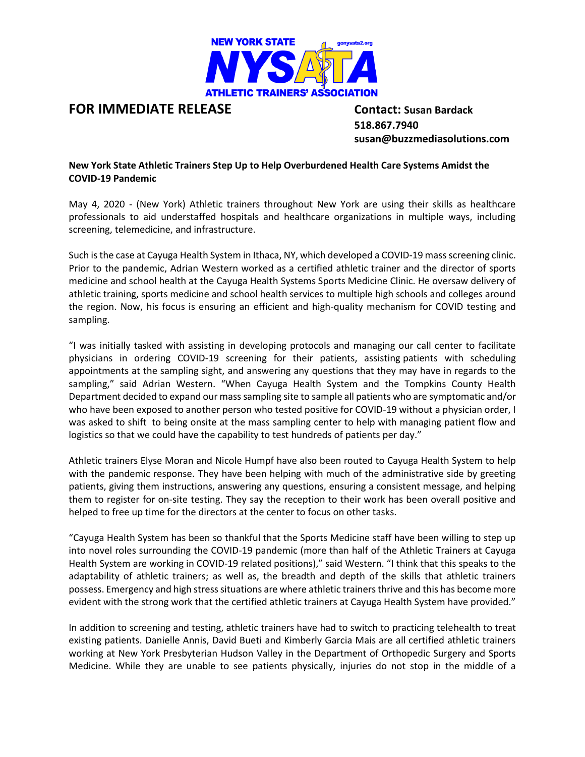NEW YORK STATE NYSATA ATHLETIC TRAINERS' ASSOCIATION gonysata2.org

**FOR IMMEDIATE RELEASE**

**Contact:** **Susan Bardack**
**518.867.7940**
**susan@buzzmediasolutions.com**

**New York State Athletic Trainers Step Up to Help Overburdened Health Care Systems Amidst the COVID-19 Pandemic**

May 4, 2020 - (New York) Athletic trainers throughout New York are using their skills as healthcare professionals to aid understaffed hospitals and healthcare organizations in multiple ways, including screening, telemedicine, and infrastructure.

Such is the case at Cayuga Health System in Ithaca, NY, which developed a COVID-19 mass screening clinic. Prior to the pandemic, Adrian Western worked as a certified athletic trainer and the director of sports medicine and school health at the Cayuga Health Systems Sports Medicine Clinic. He oversaw delivery of athletic training, sports medicine and school health services to multiple high schools and colleges around the region. Now, his focus is ensuring an efficient and high-quality mechanism for COVID testing and sampling.

"I was initially tasked with assisting in developing protocols and managing our call center to facilitate physicians in ordering COVID-19 screening for their patients, assisting patients with scheduling appointments at the sampling sight, and answering any questions that they may have in regards to the sampling," said Adrian Western. "When Cayuga Health System and the Tompkins County Health Department decided to expand our mass sampling site to sample all patients who are symptomatic and/or who have been exposed to another person who tested positive for COVID-19 without a physician order, I was asked to shift to being onsite at the mass sampling center to help with managing patient flow and logistics so that we could have the capability to test hundreds of patients per day."

Athletic trainers Elyse Moran and Nicole Humpf have also been routed to Cayuga Health System to help with the pandemic response. They have been helping with much of the administrative side by greeting patients, giving them instructions, answering any questions, ensuring a consistent message, and helping them to register for on-site testing. They say the reception to their work has been overall positive and helped to free up time for the directors at the center to focus on other tasks.

"Cayuga Health System has been so thankful that the Sports Medicine staff have been willing to step up into novel roles surrounding the COVID-19 pandemic (more than half of the Athletic Trainers at Cayuga Health System are working in COVID-19 related positions)," said Western. "I think that this speaks to the adaptability of athletic trainers; as well as, the breadth and depth of the skills that athletic trainers possess. Emergency and high stress situations are where athletic trainers thrive and this has become more evident with the strong work that the certified athletic trainers at Cayuga Health System have provided."

In addition to screening and testing, athletic trainers have had to switch to practicing telehealth to treat existing patients. Danielle Annis, David Bueti and Kimberly Garcia Mais are all certified athletic trainers working at New York Presbyterian Hudson Valley in the Department of Orthopedic Surgery and Sports Medicine. While they are unable to see patients physically, injuries do not stop in the middle of a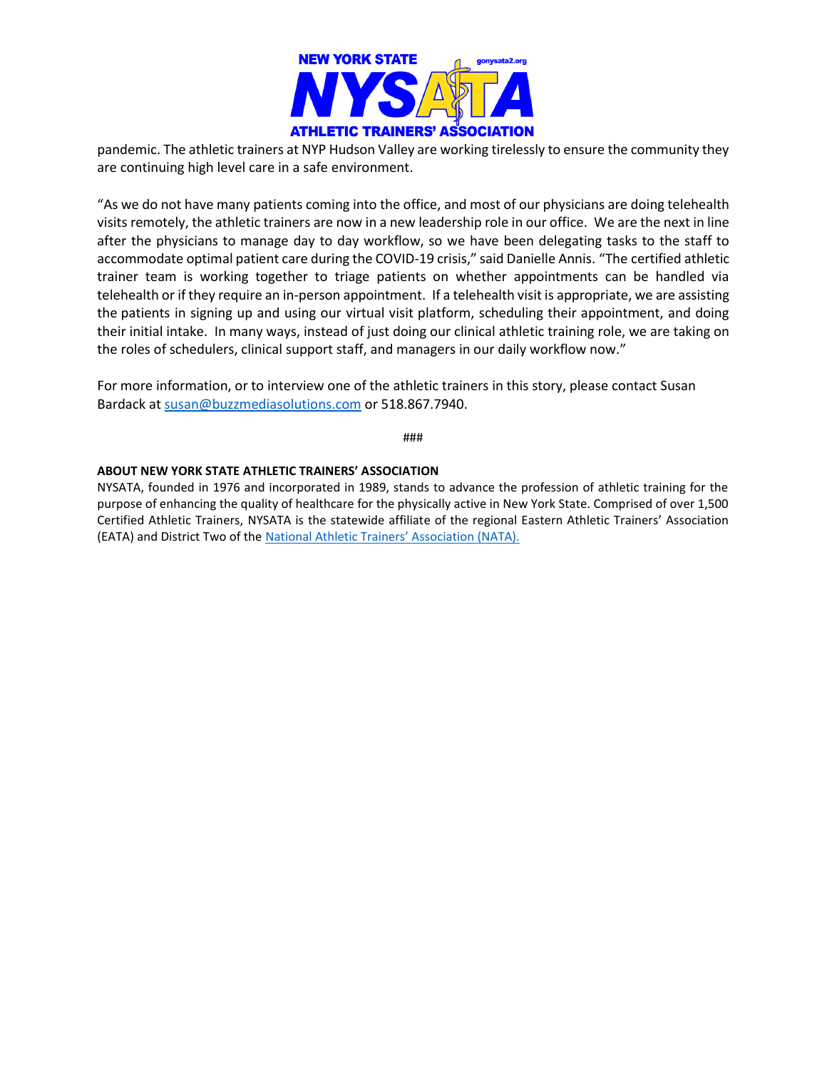pandemic. The athletic trainers at NYP Hudson Valley are working tirelessly to ensure the community they are continuing high level care in a safe environment.

"As we do not have many patients coming into the office, and most of our physicians are doing telehealth visits remotely, the athletic trainers are now in a new leadership role in our office. We are the next in line after the physicians to manage day to day workflow, so we have been delegating tasks to the staff to accommodate optimal patient care during the COVID-19 crisis," said Danielle Annis. "The certified athletic trainer team is working together to triage patients on whether appointments can be handled via telehealth or if they require an in-person appointment. If a telehealth visit is appropriate, we are assisting the patients in signing up and using our virtual visit platform, scheduling their appointment, and doing their initial intake. In many ways, instead of just doing our clinical athletic training role, we are taking on the roles of schedulers, clinical support staff, and managers in our daily workflow now."

For more information, or to interview one of the athletic trainers in this story, please contact Susan Bardack at susan@buzzmediasolutions.com or 518.867.7940.

###

**ABOUT NEW YORK STATE ATHLETIC TRAINERS' ASSOCIATION**

NYSATA, founded in 1976 and incorporated in 1989, stands to advance the profession of athletic training for the purpose of enhancing the quality of healthcare for the physically active in New York State. Comprised of over 1,500 Certified Athletic Trainers, NYSATA is the statewide affiliate of the regional Eastern Athletic Trainers' Association (EATA) and District Two of the National Athletic Trainers' Association (NATA).